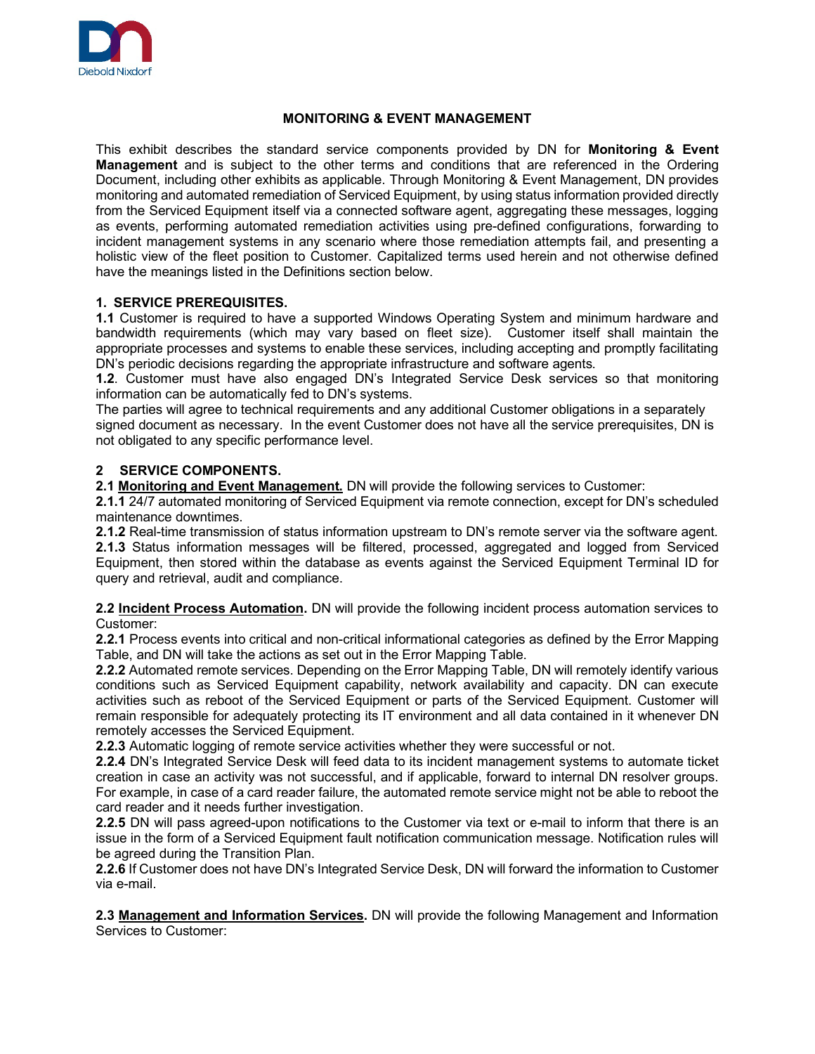# MONITORING & EVENT MANAGEMENT

This exhibit describes the standard service components provided by DN for **Monitoring & Event Management** and is subject to the other terms and conditions that are referenced in the Ordering Document, including other exhibits as applicable. Through Monitoring & Event Management, DN provides monitoring and automated remediation of Serviced Equipment, by using status information provided directly from the Serviced Equipment itself via a connected software agent, aggregating these messages, logging as events, performing automated remediation activities using pre-defined configurations, forwarding to incident management systems in any scenario where those remediation attempts fail, and presenting a holistic view of the fleet position to Customer. Capitalized terms used herein and not otherwise defined have the meanings listed in the Definitions section below.

## 1. SERVICE PREREQUISITES.

**1.1** Customer is required to have a supported Windows Operating System and minimum hardware and bandwidth requirements (which may vary based on fleet size). Customer itself shall maintain the appropriate processes and systems to enable these services, including accepting and promptly facilitating DN's periodic decisions regarding the appropriate infrastructure and software agents.

**1.2**. Customer must have also engaged DN's Integrated Service Desk services so that monitoring information can be automatically fed to DN's systems.

The parties will agree to technical requirements and any additional Customer obligations in a separately signed document as necessary. In the event Customer does not have all the service prerequisites, DN is not obligated to any specific performance level.

## 2 SERVICE COMPONENTS.

**2.1 <u>Monitoring and Event Management.</u>** DN will provide the following services to Customer:

**2.1.1** 24/7 automated monitoring of Serviced Equipment via remote connection, except for DN's scheduled maintenance downtimes.

**2.1.2** Real-time transmission of status information upstream to DN's remote server via the software agent.

**2.1.3** Status information messages will be filtered, processed, aggregated and logged from Serviced Equipment, then stored within the database as events against the Serviced Equipment Terminal ID for query and retrieval, audit and compliance.

**2.2 <u>Incident Process Automation</u>.** DN will provide the following incident process automation services to Customer:

**2.2.1** Process events into critical and non-critical informational categories as defined by the Error Mapping Table, and DN will take the actions as set out in the Error Mapping Table.

**2.2.2** Automated remote services. Depending on the Error Mapping Table, DN will remotely identify various conditions such as Serviced Equipment capability, network availability and capacity. DN can execute activities such as reboot of the Serviced Equipment or parts of the Serviced Equipment. Customer will remain responsible for adequately protecting its IT environment and all data contained in it whenever DN remotely accesses the Serviced Equipment.

**2.2.3** Automatic logging of remote service activities whether they were successful or not.

**2.2.4** DN's Integrated Service Desk will feed data to its incident management systems to automate ticket creation in case an activity was not successful, and if applicable, forward to internal DN resolver groups. For example, in case of a card reader failure, the automated remote service might not be able to reboot the card reader and it needs further investigation.

**2.2.5** DN will pass agreed-upon notifications to the Customer via text or e-mail to inform that there is an issue in the form of a Serviced Equipment fault notification communication message. Notification rules will be agreed during the Transition Plan.

**2.2.6** If Customer does not have DN's Integrated Service Desk, DN will forward the information to Customer via e-mail.

**2.3 <u>Management and Information Services</u>.** DN will provide the following Management and Information Services to Customer: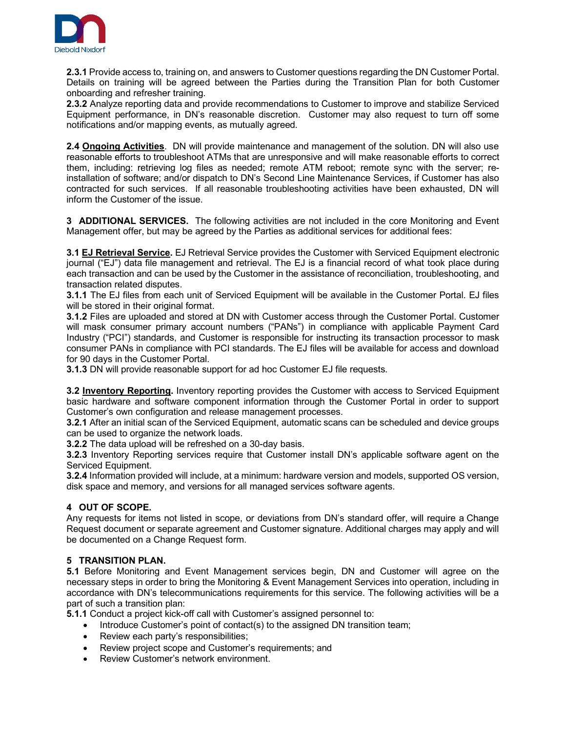**2.3.1** Provide access to, training on, and answers to Customer questions regarding the DN Customer Portal. Details on training will be agreed between the Parties during the Transition Plan for both Customer onboarding and refresher training.
**2.3.2** Analyze reporting data and provide recommendations to Customer to improve and stabilize Serviced Equipment performance, in DN's reasonable discretion. Customer may also request to turn off some notifications and/or mapping events, as mutually agreed.

**2.4 Ongoing Activities**. DN will provide maintenance and management of the solution. DN will also use reasonable efforts to troubleshoot ATMs that are unresponsive and will make reasonable efforts to correct them, including: retrieving log files as needed; remote ATM reboot; remote sync with the server; re-installation of software; and/or dispatch to DN's Second Line Maintenance Services, if Customer has also contracted for such services. If all reasonable troubleshooting activities have been exhausted, DN will inform the Customer of the issue.

**3 ADDITIONAL SERVICES.** The following activities are not included in the core Monitoring and Event Management offer, but may be agreed by the Parties as additional services for additional fees:

**3.1 EJ Retrieval Service.** EJ Retrieval Service provides the Customer with Serviced Equipment electronic journal ("EJ") data file management and retrieval. The EJ is a financial record of what took place during each transaction and can be used by the Customer in the assistance of reconciliation, troubleshooting, and transaction related disputes.
**3.1.1** The EJ files from each unit of Serviced Equipment will be available in the Customer Portal. EJ files will be stored in their original format.
**3.1.2** Files are uploaded and stored at DN with Customer access through the Customer Portal. Customer will mask consumer primary account numbers ("PANs") in compliance with applicable Payment Card Industry ("PCI") standards, and Customer is responsible for instructing its transaction processor to mask consumer PANs in compliance with PCI standards. The EJ files will be available for access and download for 90 days in the Customer Portal.
**3.1.3** DN will provide reasonable support for ad hoc Customer EJ file requests.

**3.2 Inventory Reporting.** Inventory reporting provides the Customer with access to Serviced Equipment basic hardware and software component information through the Customer Portal in order to support Customer's own configuration and release management processes.
**3.2.1** After an initial scan of the Serviced Equipment, automatic scans can be scheduled and device groups can be used to organize the network loads.
**3.2.2** The data upload will be refreshed on a 30-day basis.
**3.2.3** Inventory Reporting services require that Customer install DN's applicable software agent on the Serviced Equipment.
**3.2.4** Information provided will include, at a minimum: hardware version and models, supported OS version, disk space and memory, and versions for all managed services software agents.

**4 OUT OF SCOPE.**
Any requests for items not listed in scope, or deviations from DN's standard offer, will require a Change Request document or separate agreement and Customer signature. Additional charges may apply and will be documented on a Change Request form.

**5 TRANSITION PLAN.**
**5.1** Before Monitoring and Event Management services begin, DN and Customer will agree on the necessary steps in order to bring the Monitoring & Event Management Services into operation, including in accordance with DN's telecommunications requirements for this service. The following activities will be a part of such a transition plan:
**5.1.1** Conduct a project kick-off call with Customer's assigned personnel to:

- Introduce Customer's point of contact(s) to the assigned DN transition team;
- Review each party's responsibilities;
- Review project scope and Customer's requirements; and
- Review Customer's network environment.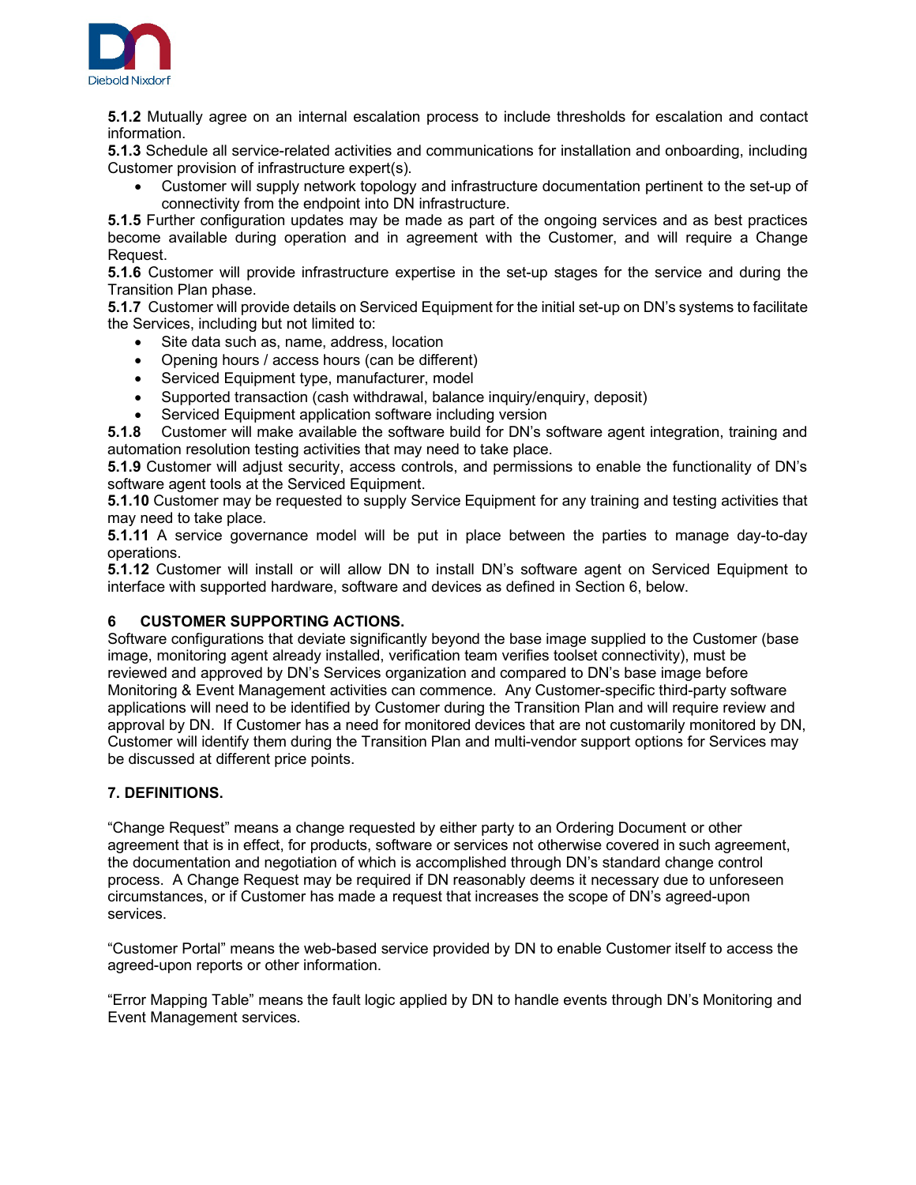**5.1.2** Mutually agree on an internal escalation process to include thresholds for escalation and contact information.

**5.1.3** Schedule all service-related activities and communications for installation and onboarding, including Customer provision of infrastructure expert(s).

- Customer will supply network topology and infrastructure documentation pertinent to the set-up of connectivity from the endpoint into DN infrastructure.

**5.1.5** Further configuration updates may be made as part of the ongoing services and as best practices become available during operation and in agreement with the Customer, and will require a Change Request.

**5.1.6** Customer will provide infrastructure expertise in the set-up stages for the service and during the Transition Plan phase.

**5.1.7** Customer will provide details on Serviced Equipment for the initial set-up on DN's systems to facilitate the Services, including but not limited to:

- Site data such as, name, address, location
- Opening hours / access hours (can be different)
- Serviced Equipment type, manufacturer, model
- Supported transaction (cash withdrawal, balance inquiry/enquiry, deposit)
- Serviced Equipment application software including version

**5.1.8** Customer will make available the software build for DN's software agent integration, training and automation resolution testing activities that may need to take place.

**5.1.9** Customer will adjust security, access controls, and permissions to enable the functionality of DN's software agent tools at the Serviced Equipment.

**5.1.10** Customer may be requested to supply Service Equipment for any training and testing activities that may need to take place.

**5.1.11** A service governance model will be put in place between the parties to manage day-to-day operations.

**5.1.12** Customer will install or will allow DN to install DN's software agent on Serviced Equipment to interface with supported hardware, software and devices as defined in Section 6, below.

## 6 CUSTOMER SUPPORTING ACTIONS.

Software configurations that deviate significantly beyond the base image supplied to the Customer (base image, monitoring agent already installed, verification team verifies toolset connectivity), must be reviewed and approved by DN's Services organization and compared to DN's base image before Monitoring & Event Management activities can commence. Any Customer-specific third-party software applications will need to be identified by Customer during the Transition Plan and will require review and approval by DN. If Customer has a need for monitored devices that are not customarily monitored by DN, Customer will identify them during the Transition Plan and multi-vendor support options for Services may be discussed at different price points.

## 7. DEFINITIONS.

"Change Request" means a change requested by either party to an Ordering Document or other agreement that is in effect, for products, software or services not otherwise covered in such agreement, the documentation and negotiation of which is accomplished through DN's standard change control process. A Change Request may be required if DN reasonably deems it necessary due to unforeseen circumstances, or if Customer has made a request that increases the scope of DN's agreed-upon services.

"Customer Portal" means the web-based service provided by DN to enable Customer itself to access the agreed-upon reports or other information.

"Error Mapping Table" means the fault logic applied by DN to handle events through DN's Monitoring and Event Management services.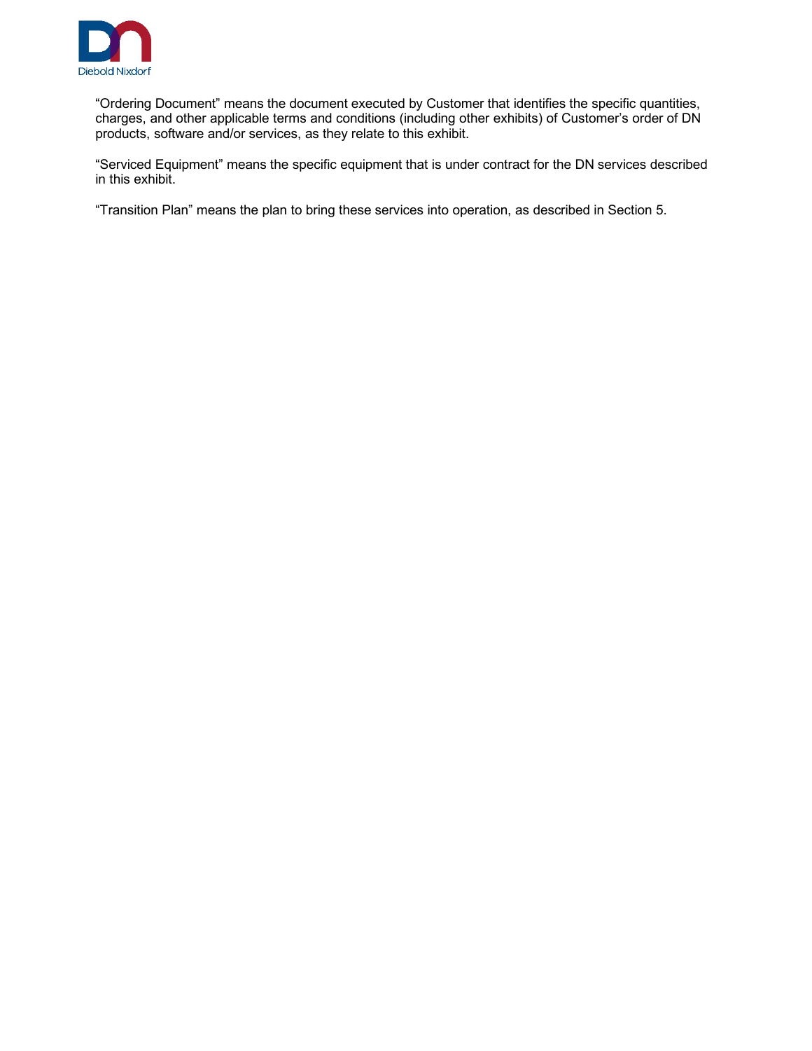"Ordering Document" means the document executed by Customer that identifies the specific quantities, charges, and other applicable terms and conditions (including other exhibits) of Customer's order of DN products, software and/or services, as they relate to this exhibit.

"Serviced Equipment" means the specific equipment that is under contract for the DN services described in this exhibit.

"Transition Plan" means the plan to bring these services into operation, as described in Section 5.